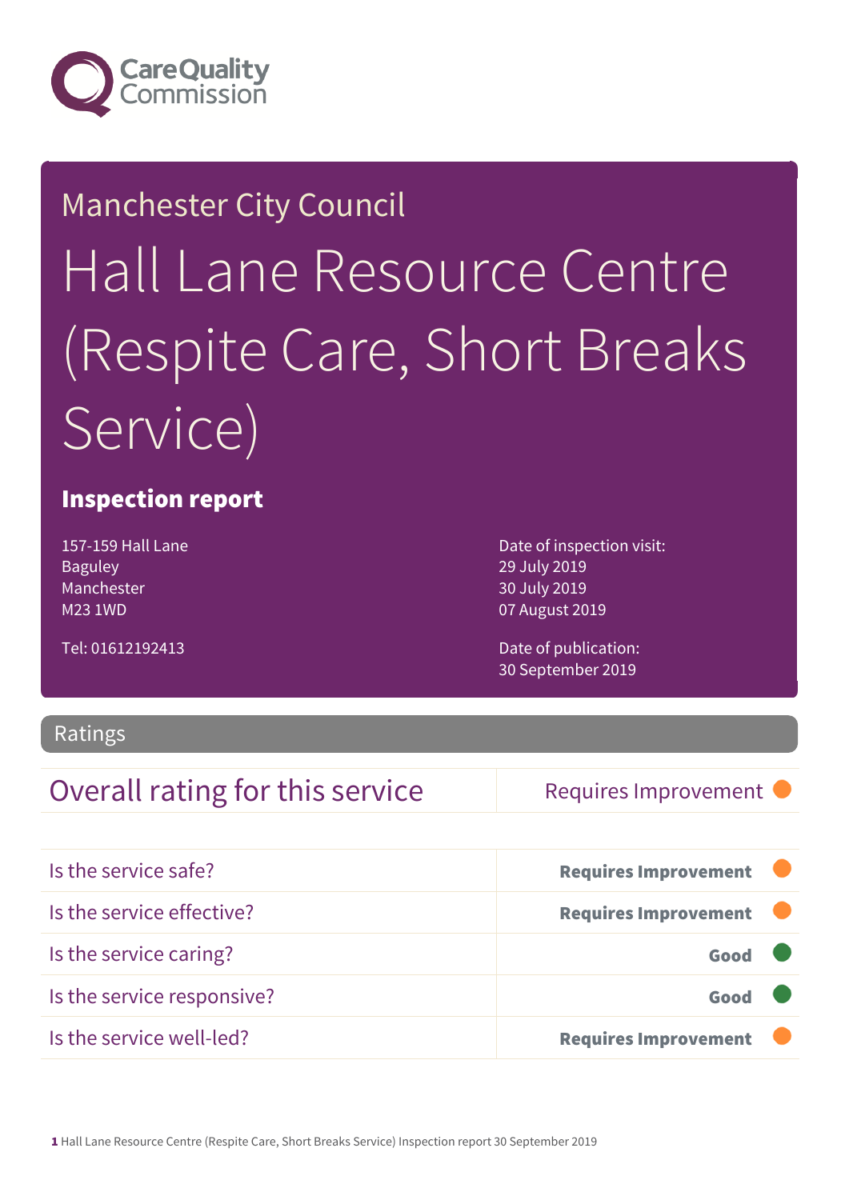Care Quality Commission

Manchester City Council

# Hall Lane Resource Centre (Respite Care, Short Breaks Service)

## Inspection report

157-159 Hall Lane
Baguley
Manchester
M23 1WD

Tel: 01612192413

Date of inspection visit:
29 July 2019
30 July 2019
07 August 2019

Date of publication:
30 September 2019

## Ratings

| Overall rating for this service | Requires Improvement |
|---|---|

| | |
|---|---|
| Is the service safe? | **Requires Improvement** |
| Is the service effective? | **Requires Improvement** |
| Is the service caring? | **Good** |
| Is the service responsive? | **Good** |
| Is the service well-led? | **Requires Improvement** |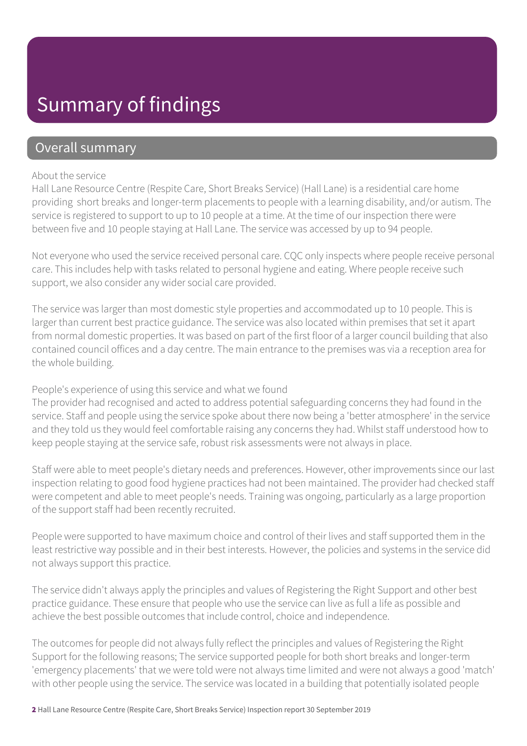# Summary of findings

## Overall summary

About the service

Hall Lane Resource Centre (Respite Care, Short Breaks Service) (Hall Lane) is a residential care home providing short breaks and longer-term placements to people with a learning disability, and/or autism. The service is registered to support to up to 10 people at a time. At the time of our inspection there were between five and 10 people staying at Hall Lane. The service was accessed by up to 94 people.

Not everyone who used the service received personal care. CQC only inspects where people receive personal care. This includes help with tasks related to personal hygiene and eating. Where people receive such support, we also consider any wider social care provided.

The service was larger than most domestic style properties and accommodated up to 10 people. This is larger than current best practice guidance. The service was also located within premises that set it apart from normal domestic properties. It was based on part of the first floor of a larger council building that also contained council offices and a day centre. The main entrance to the premises was via a reception area for the whole building.

People's experience of using this service and what we found

The provider had recognised and acted to address potential safeguarding concerns they had found in the service. Staff and people using the service spoke about there now being a 'better atmosphere' in the service and they told us they would feel comfortable raising any concerns they had. Whilst staff understood how to keep people staying at the service safe, robust risk assessments were not always in place.

Staff were able to meet people's dietary needs and preferences. However, other improvements since our last inspection relating to good food hygiene practices had not been maintained. The provider had checked staff were competent and able to meet people's needs. Training was ongoing, particularly as a large proportion of the support staff had been recently recruited.

People were supported to have maximum choice and control of their lives and staff supported them in the least restrictive way possible and in their best interests. However, the policies and systems in the service did not always support this practice.

The service didn't always apply the principles and values of Registering the Right Support and other best practice guidance. These ensure that people who use the service can live as full a life as possible and achieve the best possible outcomes that include control, choice and independence.

The outcomes for people did not always fully reflect the principles and values of Registering the Right Support for the following reasons; The service supported people for both short breaks and longer-term 'emergency placements' that we were told were not always time limited and were not always a good 'match' with other people using the service. The service was located in a building that potentially isolated people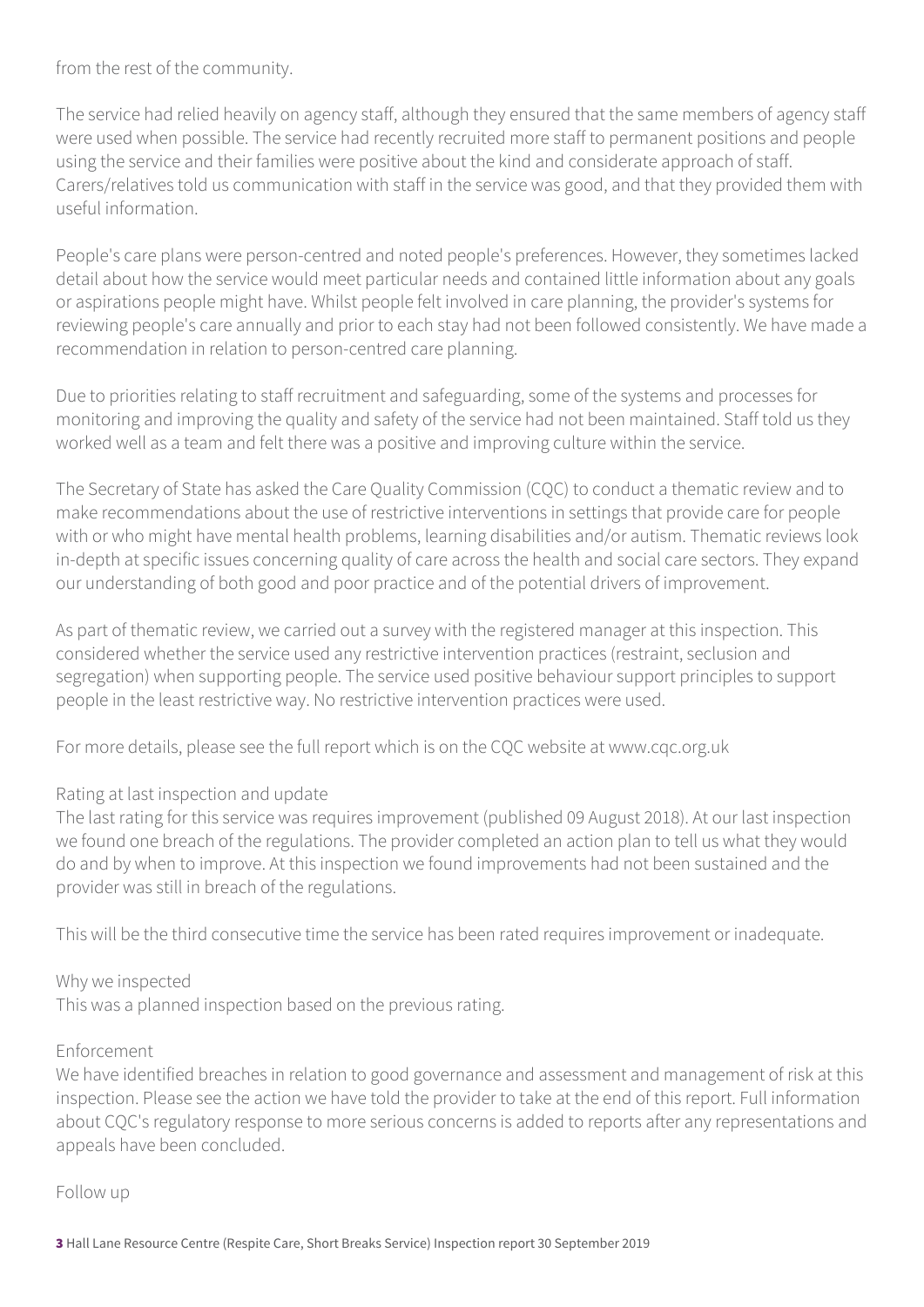from the rest of the community.

The service had relied heavily on agency staff, although they ensured that the same members of agency staff were used when possible. The service had recently recruited more staff to permanent positions and people using the service and their families were positive about the kind and considerate approach of staff. Carers/relatives told us communication with staff in the service was good, and that they provided them with useful information.

People's care plans were person-centred and noted people's preferences. However, they sometimes lacked detail about how the service would meet particular needs and contained little information about any goals or aspirations people might have. Whilst people felt involved in care planning, the provider's systems for reviewing people's care annually and prior to each stay had not been followed consistently. We have made a recommendation in relation to person-centred care planning.

Due to priorities relating to staff recruitment and safeguarding, some of the systems and processes for monitoring and improving the quality and safety of the service had not been maintained. Staff told us they worked well as a team and felt there was a positive and improving culture within the service.

The Secretary of State has asked the Care Quality Commission (CQC) to conduct a thematic review and to make recommendations about the use of restrictive interventions in settings that provide care for people with or who might have mental health problems, learning disabilities and/or autism. Thematic reviews look in-depth at specific issues concerning quality of care across the health and social care sectors. They expand our understanding of both good and poor practice and of the potential drivers of improvement.

As part of thematic review, we carried out a survey with the registered manager at this inspection. This considered whether the service used any restrictive intervention practices (restraint, seclusion and segregation) when supporting people. The service used positive behaviour support principles to support people in the least restrictive way. No restrictive intervention practices were used.

For more details, please see the full report which is on the CQC website at www.cqc.org.uk

Rating at last inspection and update
The last rating for this service was requires improvement (published 09 August 2018). At our last inspection we found one breach of the regulations. The provider completed an action plan to tell us what they would do and by when to improve. At this inspection we found improvements had not been sustained and the provider was still in breach of the regulations.

This will be the third consecutive time the service has been rated requires improvement or inadequate.

Why we inspected
This was a planned inspection based on the previous rating.

Enforcement
We have identified breaches in relation to good governance and assessment and management of risk at this inspection. Please see the action we have told the provider to take at the end of this report. Full information about CQC's regulatory response to more serious concerns is added to reports after any representations and appeals have been concluded.

Follow up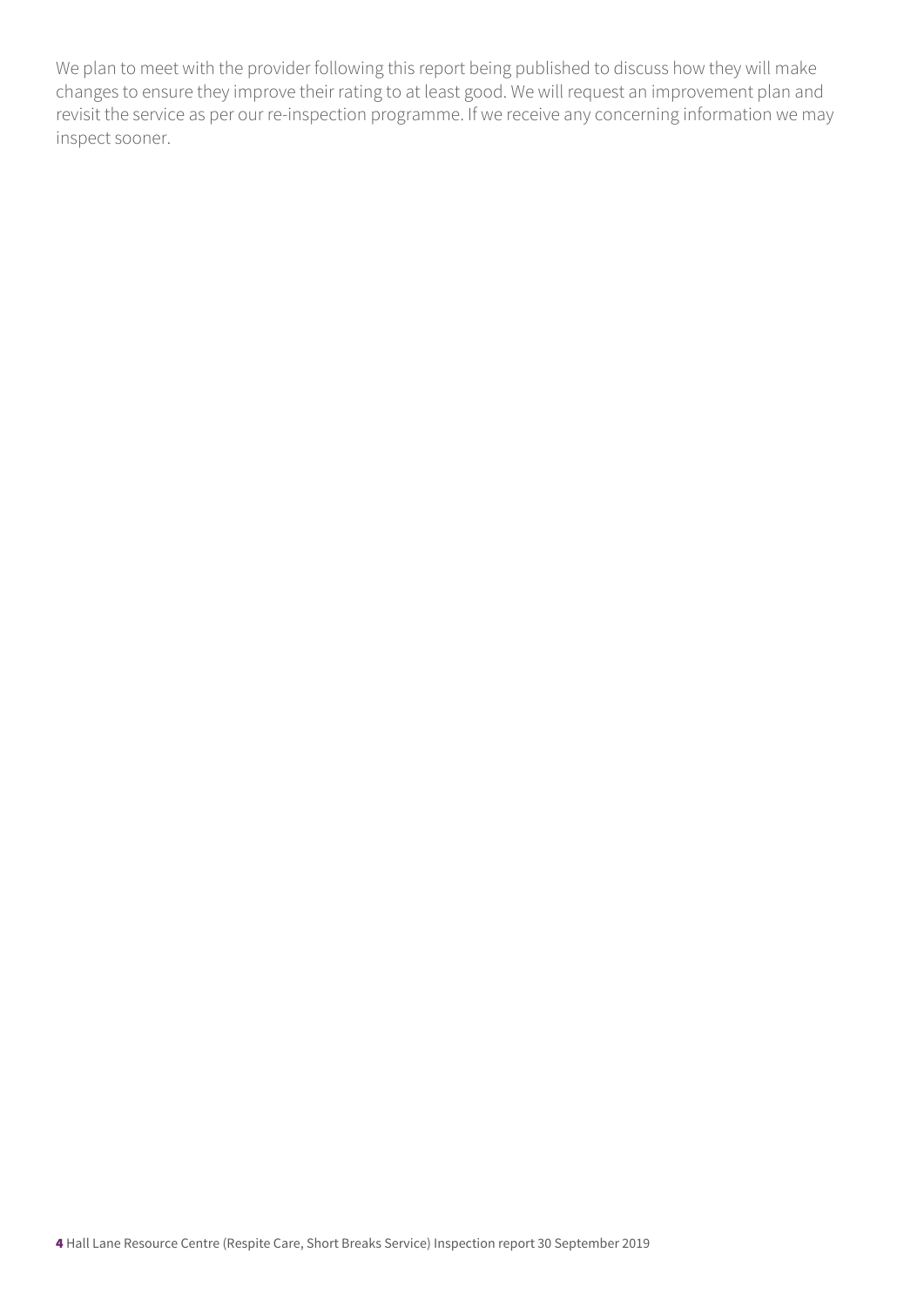We plan to meet with the provider following this report being published to discuss how they will make changes to ensure they improve their rating to at least good. We will request an improvement plan and revisit the service as per our re-inspection programme. If we receive any concerning information we may inspect sooner.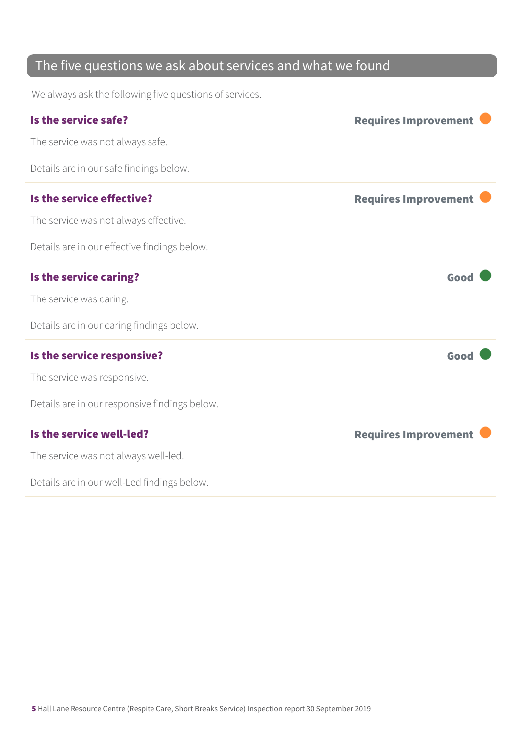## The five questions we ask about services and what we found

We always ask the following five questions of services.

| | |
|---|---|
| **Is the service safe?**<br><br>The service was not always safe.<br><br>Details are in our safe findings below. | **Requires Improvement** |
| **Is the service effective?**<br><br>The service was not always effective.<br><br>Details are in our effective findings below. | **Requires Improvement** |
| **Is the service caring?**<br><br>The service was caring.<br><br>Details are in our caring findings below. | **Good** |
| **Is the service responsive?**<br><br>The service was responsive.<br><br>Details are in our responsive findings below. | **Good** |
| **Is the service well-led?**<br><br>The service was not always well-led.<br><br>Details are in our well-Led findings below. | **Requires Improvement** |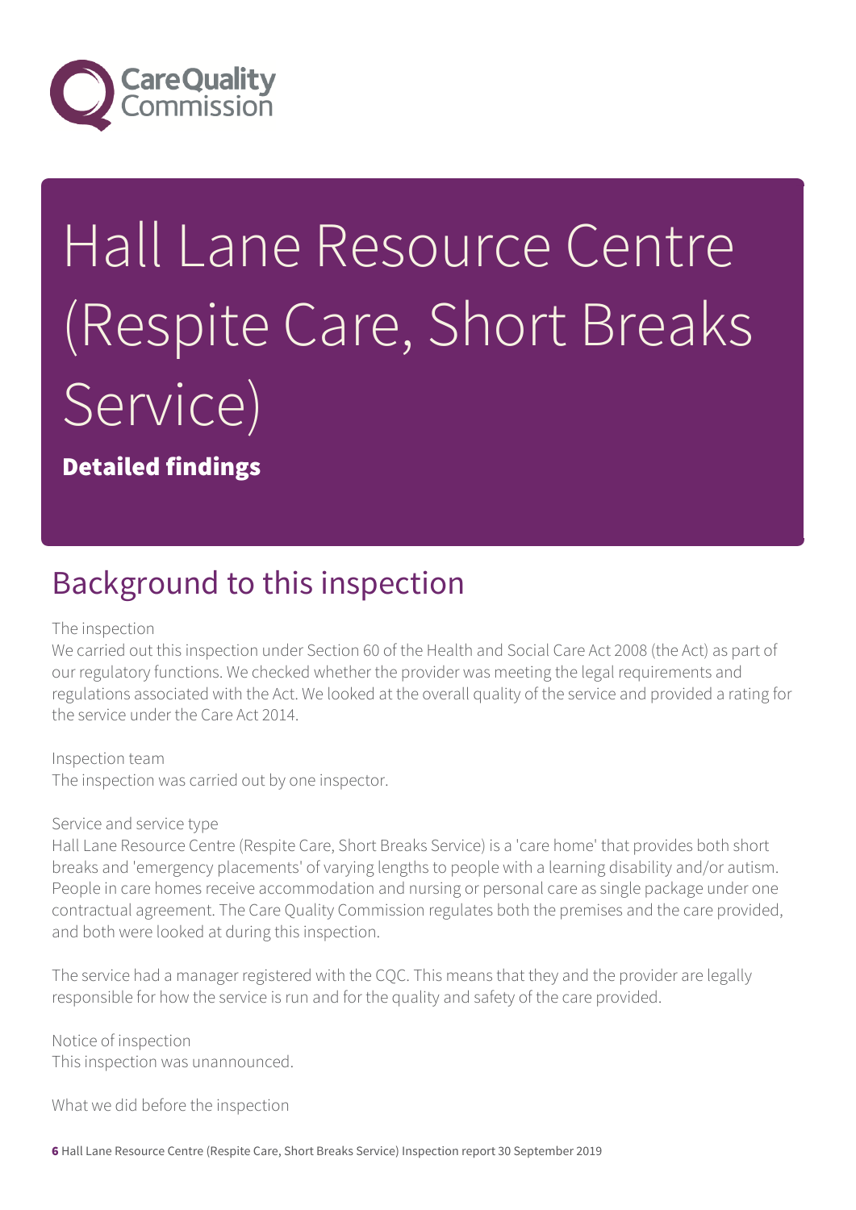# Hall Lane Resource Centre (Respite Care, Short Breaks Service)

**Detailed findings**

## Background to this inspection

The inspection

We carried out this inspection under Section 60 of the Health and Social Care Act 2008 (the Act) as part of our regulatory functions. We checked whether the provider was meeting the legal requirements and regulations associated with the Act. We looked at the overall quality of the service and provided a rating for the service under the Care Act 2014.

Inspection team

The inspection was carried out by one inspector.

Service and service type

Hall Lane Resource Centre (Respite Care, Short Breaks Service) is a 'care home' that provides both short breaks and 'emergency placements' of varying lengths to people with a learning disability and/or autism. People in care homes receive accommodation and nursing or personal care as single package under one contractual agreement. The Care Quality Commission regulates both the premises and the care provided, and both were looked at during this inspection.

The service had a manager registered with the CQC. This means that they and the provider are legally responsible for how the service is run and for the quality and safety of the care provided.

Notice of inspection

This inspection was unannounced.

What we did before the inspection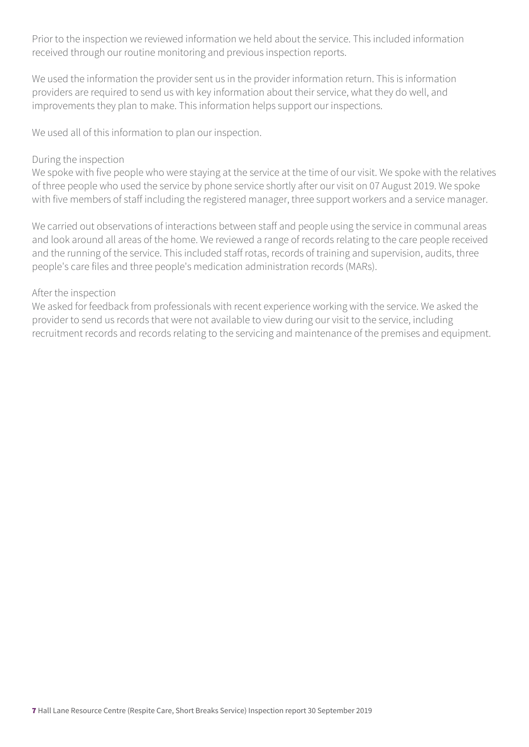Prior to the inspection we reviewed information we held about the service. This included information received through our routine monitoring and previous inspection reports.

We used the information the provider sent us in the provider information return. This is information providers are required to send us with key information about their service, what they do well, and improvements they plan to make. This information helps support our inspections.

We used all of this information to plan our inspection.

During the inspection

We spoke with five people who were staying at the service at the time of our visit. We spoke with the relatives of three people who used the service by phone service shortly after our visit on 07 August 2019. We spoke with five members of staff including the registered manager, three support workers and a service manager.

We carried out observations of interactions between staff and people using the service in communal areas and look around all areas of the home. We reviewed a range of records relating to the care people received and the running of the service. This included staff rotas, records of training and supervision, audits, three people's care files and three people's medication administration records (MARs).

After the inspection

We asked for feedback from professionals with recent experience working with the service. We asked the provider to send us records that were not available to view during our visit to the service, including recruitment records and records relating to the servicing and maintenance of the premises and equipment.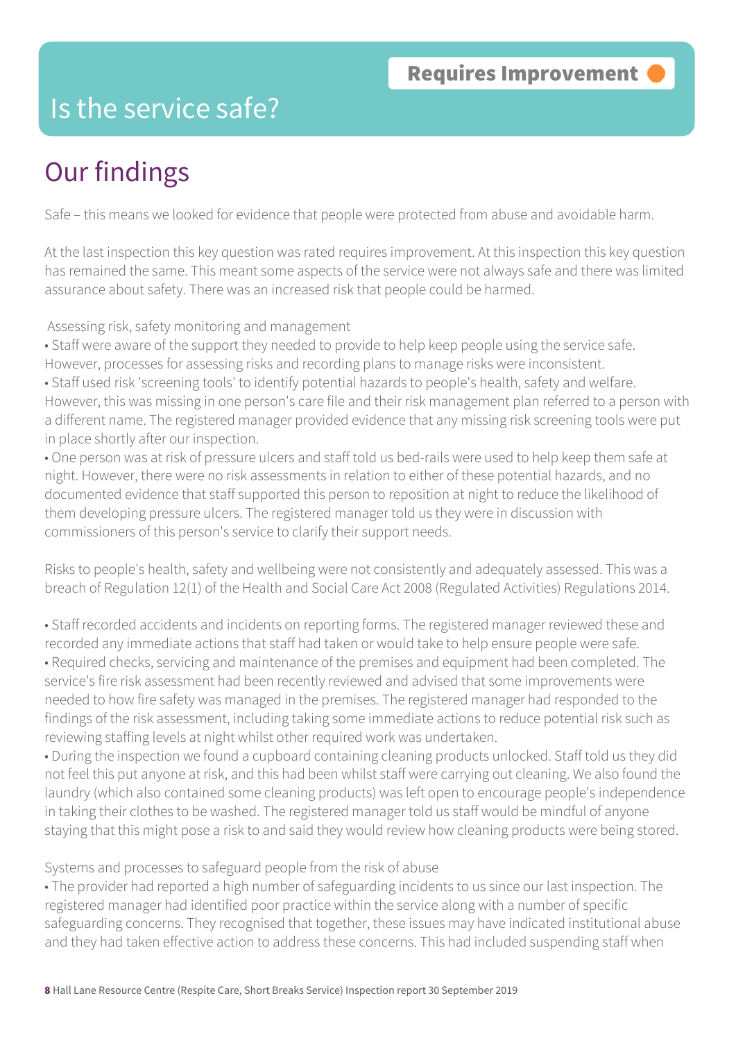# Is the service safe?

**Requires Improvement**

## Our findings

Safe – this means we looked for evidence that people were protected from abuse and avoidable harm.

At the last inspection this key question was rated requires improvement. At this inspection this key question has remained the same. This meant some aspects of the service were not always safe and there was limited assurance about safety. There was an increased risk that people could be harmed.

Assessing risk, safety monitoring and management

- Staff were aware of the support they needed to provide to help keep people using the service safe. However, processes for assessing risks and recording plans to manage risks were inconsistent.
- Staff used risk 'screening tools' to identify potential hazards to people's health, safety and welfare. However, this was missing in one person's care file and their risk management plan referred to a person with a different name. The registered manager provided evidence that any missing risk screening tools were put in place shortly after our inspection.
- One person was at risk of pressure ulcers and staff told us bed-rails were used to help keep them safe at night. However, there were no risk assessments in relation to either of these potential hazards, and no documented evidence that staff supported this person to reposition at night to reduce the likelihood of them developing pressure ulcers. The registered manager told us they were in discussion with commissioners of this person's service to clarify their support needs.

Risks to people's health, safety and wellbeing were not consistently and adequately assessed. This was a breach of Regulation 12(1) of the Health and Social Care Act 2008 (Regulated Activities) Regulations 2014.

- Staff recorded accidents and incidents on reporting forms. The registered manager reviewed these and recorded any immediate actions that staff had taken or would take to help ensure people were safe.
- Required checks, servicing and maintenance of the premises and equipment had been completed. The service's fire risk assessment had been recently reviewed and advised that some improvements were needed to how fire safety was managed in the premises. The registered manager had responded to the findings of the risk assessment, including taking some immediate actions to reduce potential risk such as reviewing staffing levels at night whilst other required work was undertaken.
- During the inspection we found a cupboard containing cleaning products unlocked. Staff told us they did not feel this put anyone at risk, and this had been whilst staff were carrying out cleaning. We also found the laundry (which also contained some cleaning products) was left open to encourage people's independence in taking their clothes to be washed. The registered manager told us staff would be mindful of anyone staying that this might pose a risk to and said they would review how cleaning products were being stored.

Systems and processes to safeguard people from the risk of abuse

- The provider had reported a high number of safeguarding incidents to us since our last inspection. The registered manager had identified poor practice within the service along with a number of specific safeguarding concerns. They recognised that together, these issues may have indicated institutional abuse and they had taken effective action to address these concerns. This had included suspending staff when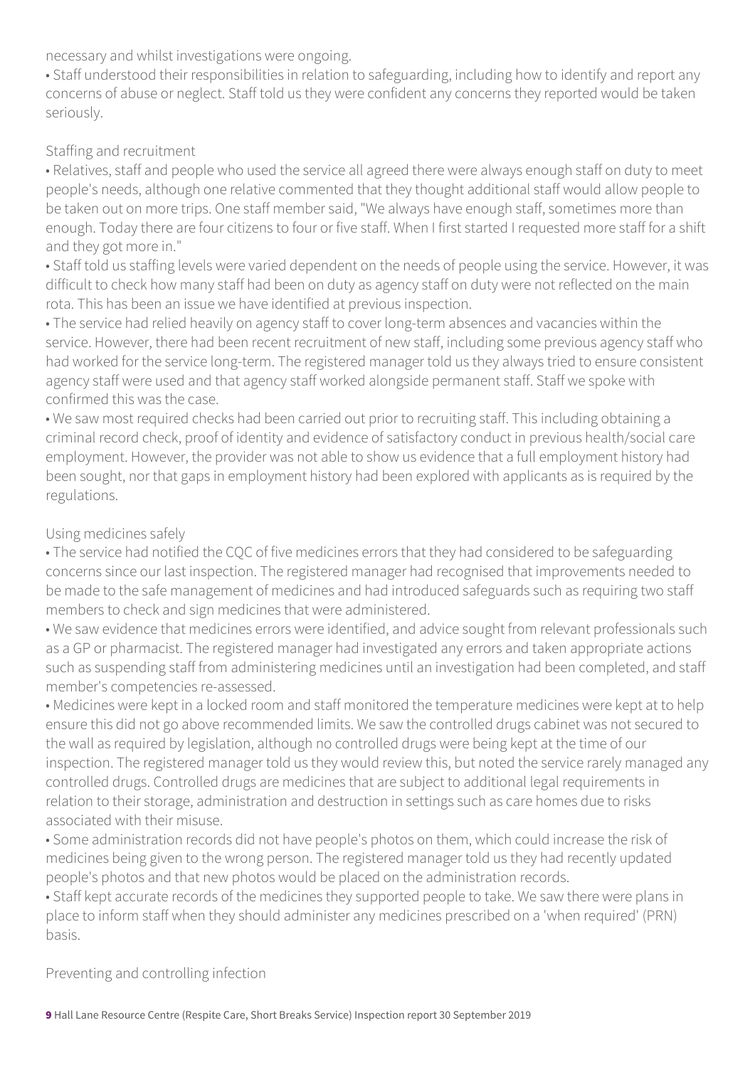necessary and whilst investigations were ongoing.

- Staff understood their responsibilities in relation to safeguarding, including how to identify and report any concerns of abuse or neglect. Staff told us they were confident any concerns they reported would be taken seriously.

Staffing and recruitment

- Relatives, staff and people who used the service all agreed there were always enough staff on duty to meet people's needs, although one relative commented that they thought additional staff would allow people to be taken out on more trips. One staff member said, "We always have enough staff, sometimes more than enough. Today there are four citizens to four or five staff. When I first started I requested more staff for a shift and they got more in."
- Staff told us staffing levels were varied dependent on the needs of people using the service. However, it was difficult to check how many staff had been on duty as agency staff on duty were not reflected on the main rota. This has been an issue we have identified at previous inspection.
- The service had relied heavily on agency staff to cover long-term absences and vacancies within the service. However, there had been recent recruitment of new staff, including some previous agency staff who had worked for the service long-term. The registered manager told us they always tried to ensure consistent agency staff were used and that agency staff worked alongside permanent staff. Staff we spoke with confirmed this was the case.
- We saw most required checks had been carried out prior to recruiting staff. This including obtaining a criminal record check, proof of identity and evidence of satisfactory conduct in previous health/social care employment. However, the provider was not able to show us evidence that a full employment history had been sought, nor that gaps in employment history had been explored with applicants as is required by the regulations.

Using medicines safely

- The service had notified the CQC of five medicines errors that they had considered to be safeguarding concerns since our last inspection. The registered manager had recognised that improvements needed to be made to the safe management of medicines and had introduced safeguards such as requiring two staff members to check and sign medicines that were administered.
- We saw evidence that medicines errors were identified, and advice sought from relevant professionals such as a GP or pharmacist. The registered manager had investigated any errors and taken appropriate actions such as suspending staff from administering medicines until an investigation had been completed, and staff member's competencies re-assessed.
- Medicines were kept in a locked room and staff monitored the temperature medicines were kept at to help ensure this did not go above recommended limits. We saw the controlled drugs cabinet was not secured to the wall as required by legislation, although no controlled drugs were being kept at the time of our inspection. The registered manager told us they would review this, but noted the service rarely managed any controlled drugs. Controlled drugs are medicines that are subject to additional legal requirements in relation to their storage, administration and destruction in settings such as care homes due to risks associated with their misuse.
- Some administration records did not have people's photos on them, which could increase the risk of medicines being given to the wrong person. The registered manager told us they had recently updated people's photos and that new photos would be placed on the administration records.
- Staff kept accurate records of the medicines they supported people to take. We saw there were plans in place to inform staff when they should administer any medicines prescribed on a 'when required' (PRN) basis.

Preventing and controlling infection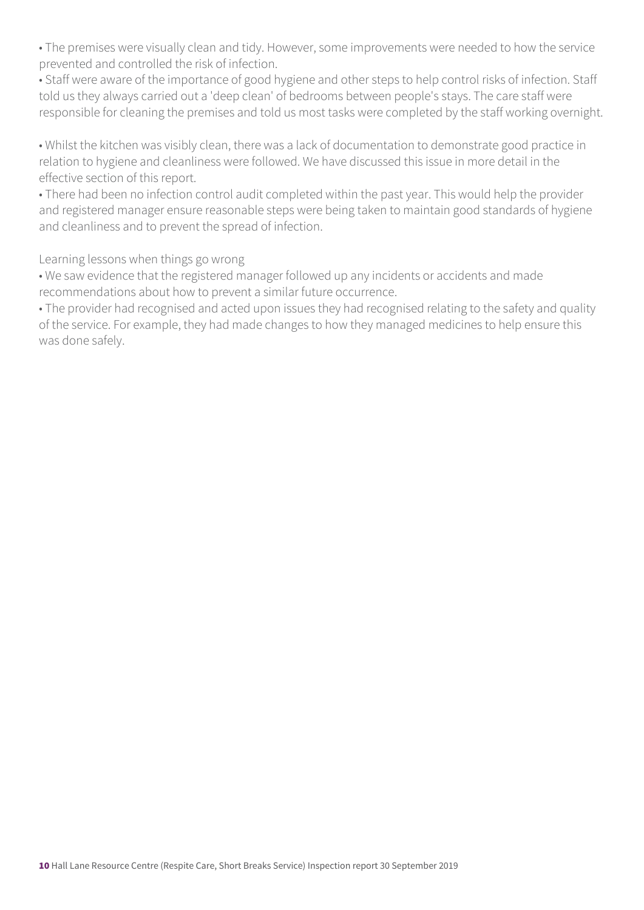- The premises were visually clean and tidy. However, some improvements were needed to how the service prevented and controlled the risk of infection.
- Staff were aware of the importance of good hygiene and other steps to help control risks of infection. Staff told us they always carried out a 'deep clean' of bedrooms between people's stays. The care staff were responsible for cleaning the premises and told us most tasks were completed by the staff working overnight.
- Whilst the kitchen was visibly clean, there was a lack of documentation to demonstrate good practice in relation to hygiene and cleanliness were followed. We have discussed this issue in more detail in the effective section of this report.
- There had been no infection control audit completed within the past year. This would help the provider and registered manager ensure reasonable steps were being taken to maintain good standards of hygiene and cleanliness and to prevent the spread of infection.

Learning lessons when things go wrong

- We saw evidence that the registered manager followed up any incidents or accidents and made recommendations about how to prevent a similar future occurrence.
- The provider had recognised and acted upon issues they had recognised relating to the safety and quality of the service. For example, they had made changes to how they managed medicines to help ensure this was done safely.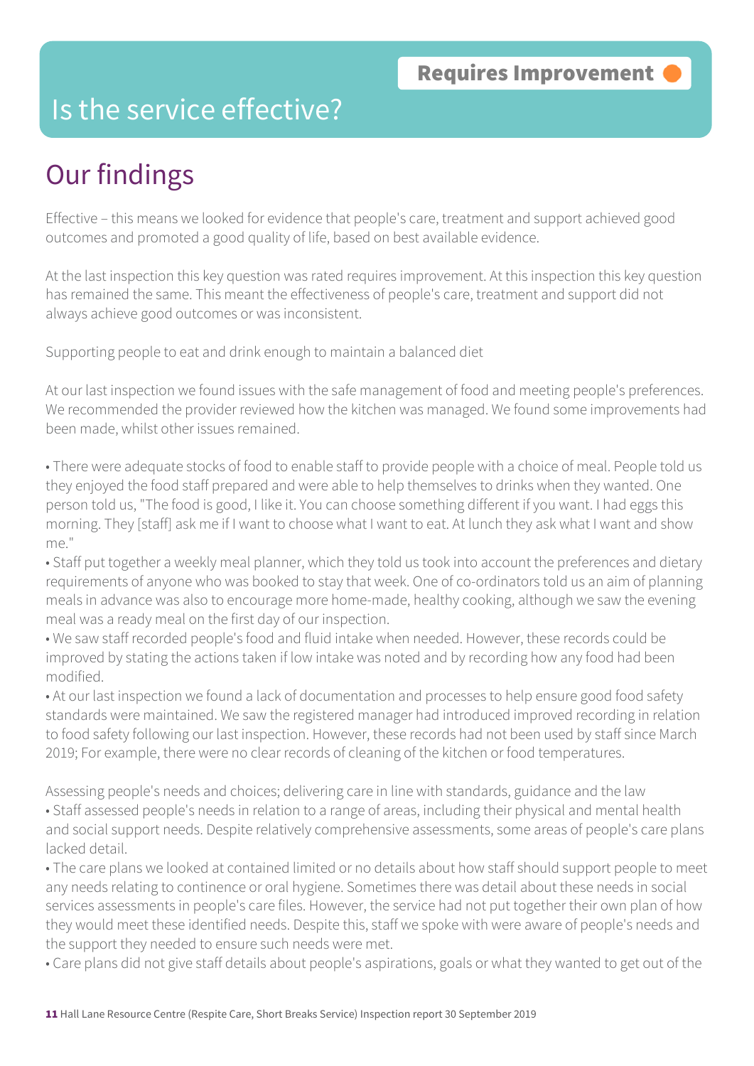**Requires Improvement**

# Is the service effective?

## Our findings

Effective – this means we looked for evidence that people's care, treatment and support achieved good outcomes and promoted a good quality of life, based on best available evidence.

At the last inspection this key question was rated requires improvement. At this inspection this key question has remained the same. This meant the effectiveness of people's care, treatment and support did not always achieve good outcomes or was inconsistent.

Supporting people to eat and drink enough to maintain a balanced diet

At our last inspection we found issues with the safe management of food and meeting people's preferences. We recommended the provider reviewed how the kitchen was managed. We found some improvements had been made, whilst other issues remained.

- There were adequate stocks of food to enable staff to provide people with a choice of meal. People told us they enjoyed the food staff prepared and were able to help themselves to drinks when they wanted. One person told us, "The food is good, I like it. You can choose something different if you want. I had eggs this morning. They [staff] ask me if I want to choose what I want to eat. At lunch they ask what I want and show me."
- Staff put together a weekly meal planner, which they told us took into account the preferences and dietary requirements of anyone who was booked to stay that week. One of co-ordinators told us an aim of planning meals in advance was also to encourage more home-made, healthy cooking, although we saw the evening meal was a ready meal on the first day of our inspection.
- We saw staff recorded people's food and fluid intake when needed. However, these records could be improved by stating the actions taken if low intake was noted and by recording how any food had been modified.
- At our last inspection we found a lack of documentation and processes to help ensure good food safety standards were maintained. We saw the registered manager had introduced improved recording in relation to food safety following our last inspection. However, these records had not been used by staff since March 2019; For example, there were no clear records of cleaning of the kitchen or food temperatures.

Assessing people's needs and choices; delivering care in line with standards, guidance and the law
- Staff assessed people's needs in relation to a range of areas, including their physical and mental health and social support needs. Despite relatively comprehensive assessments, some areas of people's care plans lacked detail.
- The care plans we looked at contained limited or no details about how staff should support people to meet any needs relating to continence or oral hygiene. Sometimes there was detail about these needs in social services assessments in people's care files. However, the service had not put together their own plan of how they would meet these identified needs. Despite this, staff we spoke with were aware of people's needs and the support they needed to ensure such needs were met.
- Care plans did not give staff details about people's aspirations, goals or what they wanted to get out of the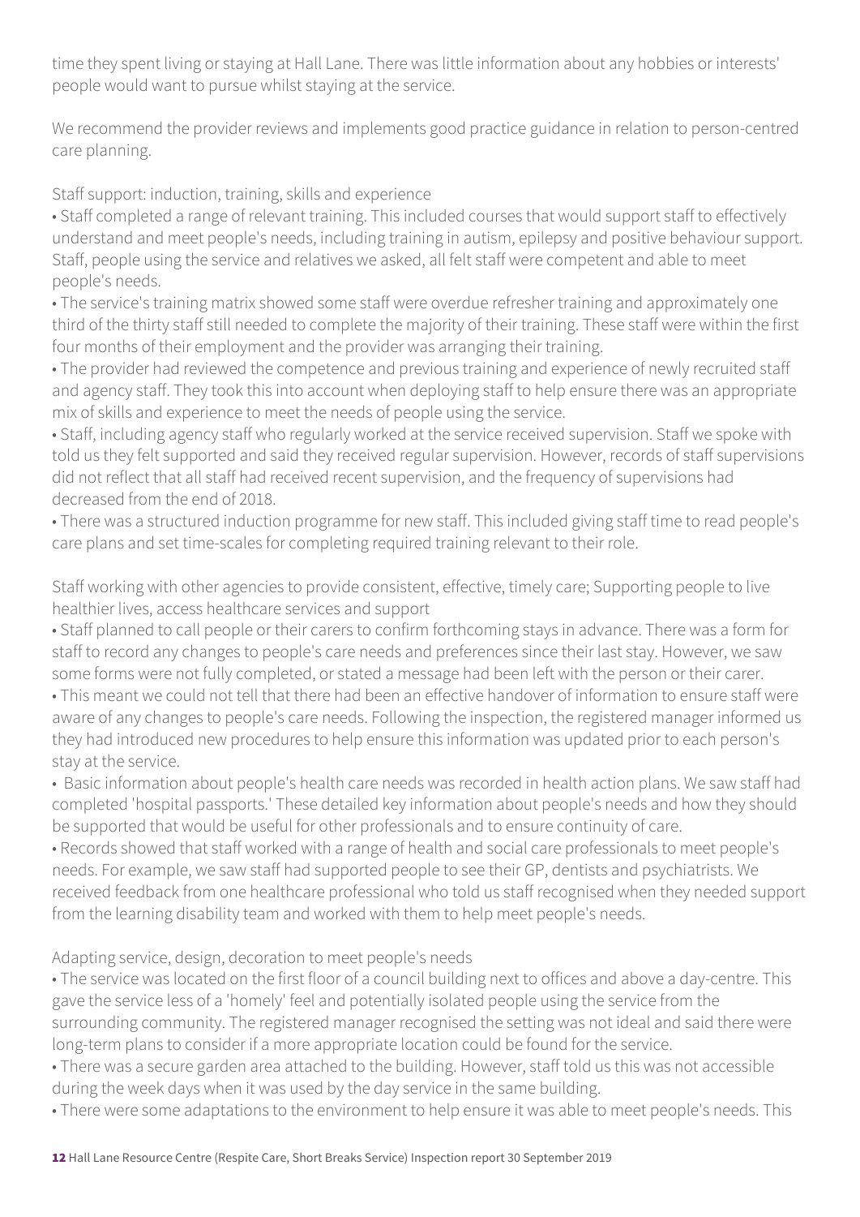time they spent living or staying at Hall Lane. There was little information about any hobbies or interests' people would want to pursue whilst staying at the service.

We recommend the provider reviews and implements good practice guidance in relation to person-centred care planning.

Staff support: induction, training, skills and experience

- Staff completed a range of relevant training. This included courses that would support staff to effectively understand and meet people's needs, including training in autism, epilepsy and positive behaviour support. Staff, people using the service and relatives we asked, all felt staff were competent and able to meet people's needs.
- The service's training matrix showed some staff were overdue refresher training and approximately one third of the thirty staff still needed to complete the majority of their training. These staff were within the first four months of their employment and the provider was arranging their training.
- The provider had reviewed the competence and previous training and experience of newly recruited staff and agency staff. They took this into account when deploying staff to help ensure there was an appropriate mix of skills and experience to meet the needs of people using the service.
- Staff, including agency staff who regularly worked at the service received supervision. Staff we spoke with told us they felt supported and said they received regular supervision. However, records of staff supervisions did not reflect that all staff had received recent supervision, and the frequency of supervisions had decreased from the end of 2018.
- There was a structured induction programme for new staff. This included giving staff time to read people's care plans and set time-scales for completing required training relevant to their role.

Staff working with other agencies to provide consistent, effective, timely care; Supporting people to live healthier lives, access healthcare services and support

- Staff planned to call people or their carers to confirm forthcoming stays in advance. There was a form for staff to record any changes to people's care needs and preferences since their last stay. However, we saw some forms were not fully completed, or stated a message had been left with the person or their carer.
- This meant we could not tell that there had been an effective handover of information to ensure staff were aware of any changes to people's care needs. Following the inspection, the registered manager informed us they had introduced new procedures to help ensure this information was updated prior to each person's stay at the service.
- Basic information about people's health care needs was recorded in health action plans. We saw staff had completed 'hospital passports.' These detailed key information about people's needs and how they should be supported that would be useful for other professionals and to ensure continuity of care.
- Records showed that staff worked with a range of health and social care professionals to meet people's needs. For example, we saw staff had supported people to see their GP, dentists and psychiatrists. We received feedback from one healthcare professional who told us staff recognised when they needed support from the learning disability team and worked with them to help meet people's needs.

Adapting service, design, decoration to meet people's needs

- The service was located on the first floor of a council building next to offices and above a day-centre. This gave the service less of a 'homely' feel and potentially isolated people using the service from the surrounding community. The registered manager recognised the setting was not ideal and said there were long-term plans to consider if a more appropriate location could be found for the service.
- There was a secure garden area attached to the building. However, staff told us this was not accessible during the week days when it was used by the day service in the same building.
- There were some adaptations to the environment to help ensure it was able to meet people's needs. This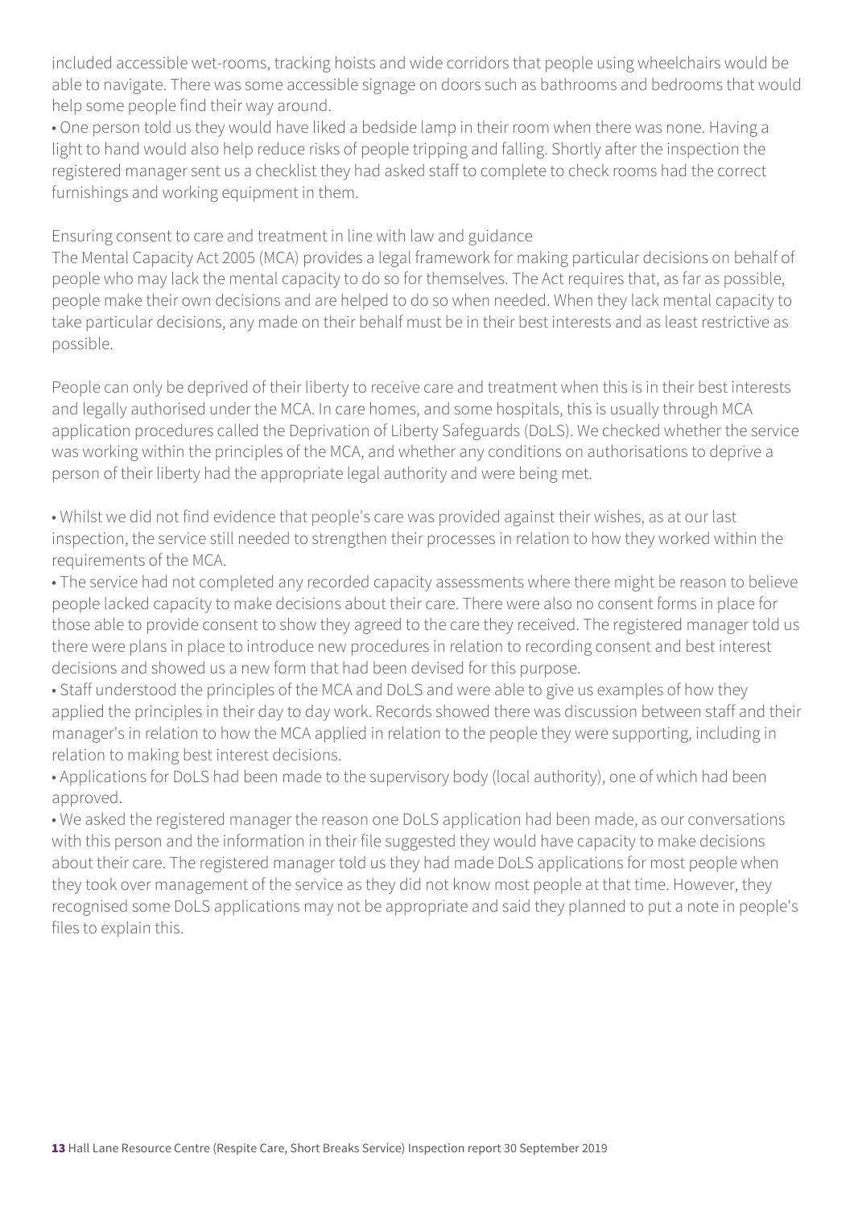included accessible wet-rooms, tracking hoists and wide corridors that people using wheelchairs would be able to navigate. There was some accessible signage on doors such as bathrooms and bedrooms that would help some people find their way around.

- One person told us they would have liked a bedside lamp in their room when there was none. Having a light to hand would also help reduce risks of people tripping and falling. Shortly after the inspection the registered manager sent us a checklist they had asked staff to complete to check rooms had the correct furnishings and working equipment in them.

Ensuring consent to care and treatment in line with law and guidance

The Mental Capacity Act 2005 (MCA) provides a legal framework for making particular decisions on behalf of people who may lack the mental capacity to do so for themselves. The Act requires that, as far as possible, people make their own decisions and are helped to do so when needed. When they lack mental capacity to take particular decisions, any made on their behalf must be in their best interests and as least restrictive as possible.

People can only be deprived of their liberty to receive care and treatment when this is in their best interests and legally authorised under the MCA. In care homes, and some hospitals, this is usually through MCA application procedures called the Deprivation of Liberty Safeguards (DoLS). We checked whether the service was working within the principles of the MCA, and whether any conditions on authorisations to deprive a person of their liberty had the appropriate legal authority and were being met.

- Whilst we did not find evidence that people's care was provided against their wishes, as at our last inspection, the service still needed to strengthen their processes in relation to how they worked within the requirements of the MCA.
- The service had not completed any recorded capacity assessments where there might be reason to believe people lacked capacity to make decisions about their care. There were also no consent forms in place for those able to provide consent to show they agreed to the care they received. The registered manager told us there were plans in place to introduce new procedures in relation to recording consent and best interest decisions and showed us a new form that had been devised for this purpose.
- Staff understood the principles of the MCA and DoLS and were able to give us examples of how they applied the principles in their day to day work. Records showed there was discussion between staff and their manager's in relation to how the MCA applied in relation to the people they were supporting, including in relation to making best interest decisions.
- Applications for DoLS had been made to the supervisory body (local authority), one of which had been approved.
- We asked the registered manager the reason one DoLS application had been made, as our conversations with this person and the information in their file suggested they would have capacity to make decisions about their care. The registered manager told us they had made DoLS applications for most people when they took over management of the service as they did not know most people at that time. However, they recognised some DoLS applications may not be appropriate and said they planned to put a note in people's files to explain this.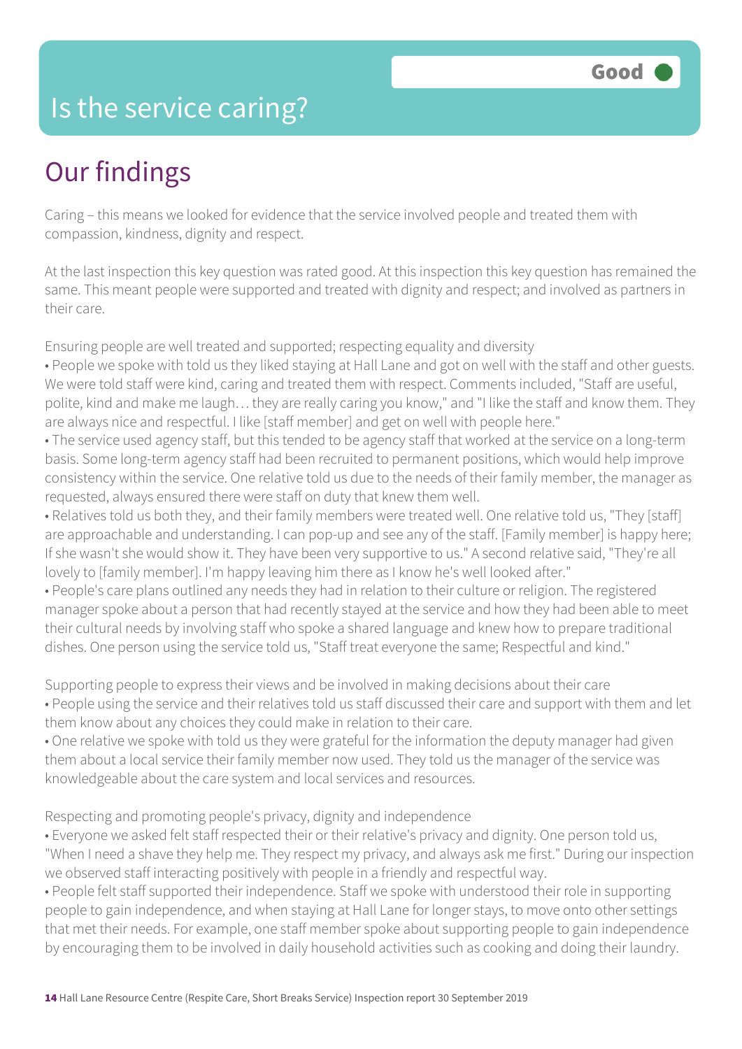# Is the service caring?

Good

## Our findings

Caring – this means we looked for evidence that the service involved people and treated them with compassion, kindness, dignity and respect.

At the last inspection this key question was rated good. At this inspection this key question has remained the same. This meant people were supported and treated with dignity and respect; and involved as partners in their care.

Ensuring people are well treated and supported; respecting equality and diversity

- People we spoke with told us they liked staying at Hall Lane and got on well with the staff and other guests. We were told staff were kind, caring and treated them with respect. Comments included, "Staff are useful, polite, kind and make me laugh… they are really caring you know," and "I like the staff and know them. They are always nice and respectful. I like [staff member] and get on well with people here."
- The service used agency staff, but this tended to be agency staff that worked at the service on a long-term basis. Some long-term agency staff had been recruited to permanent positions, which would help improve consistency within the service. One relative told us due to the needs of their family member, the manager as requested, always ensured there were staff on duty that knew them well.
- Relatives told us both they, and their family members were treated well. One relative told us, "They [staff] are approachable and understanding. I can pop-up and see any of the staff. [Family member] is happy here; If she wasn't she would show it. They have been very supportive to us." A second relative said, "They're all lovely to [family member]. I'm happy leaving him there as I know he's well looked after."
- People's care plans outlined any needs they had in relation to their culture or religion. The registered manager spoke about a person that had recently stayed at the service and how they had been able to meet their cultural needs by involving staff who spoke a shared language and knew how to prepare traditional dishes. One person using the service told us, "Staff treat everyone the same; Respectful and kind."

Supporting people to express their views and be involved in making decisions about their care

- People using the service and their relatives told us staff discussed their care and support with them and let them know about any choices they could make in relation to their care.
- One relative we spoke with told us they were grateful for the information the deputy manager had given them about a local service their family member now used. They told us the manager of the service was knowledgeable about the care system and local services and resources.

Respecting and promoting people's privacy, dignity and independence

- Everyone we asked felt staff respected their or their relative's privacy and dignity. One person told us, "When I need a shave they help me. They respect my privacy, and always ask me first." During our inspection we observed staff interacting positively with people in a friendly and respectful way.
- People felt staff supported their independence. Staff we spoke with understood their role in supporting people to gain independence, and when staying at Hall Lane for longer stays, to move onto other settings that met their needs. For example, one staff member spoke about supporting people to gain independence by encouraging them to be involved in daily household activities such as cooking and doing their laundry.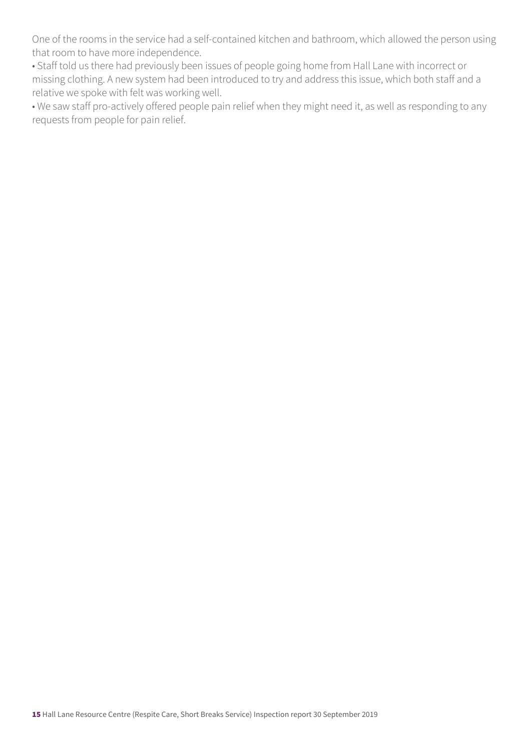One of the rooms in the service had a self-contained kitchen and bathroom, which allowed the person using that room to have more independence.

• Staff told us there had previously been issues of people going home from Hall Lane with incorrect or missing clothing. A new system had been introduced to try and address this issue, which both staff and a relative we spoke with felt was working well.

• We saw staff pro-actively offered people pain relief when they might need it, as well as responding to any requests from people for pain relief.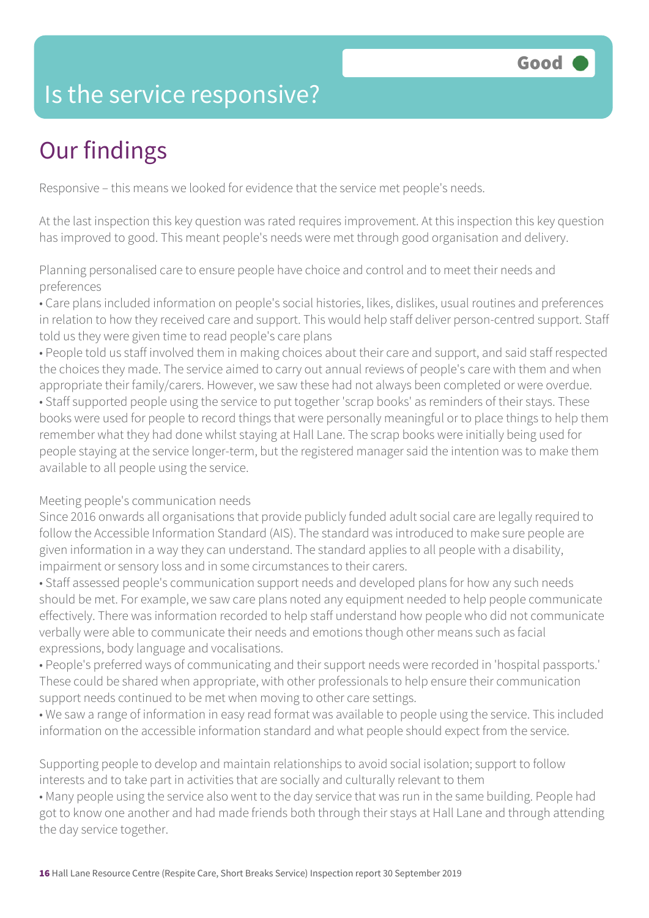# Is the service responsive?

Good

## Our findings

Responsive – this means we looked for evidence that the service met people's needs.

At the last inspection this key question was rated requires improvement. At this inspection this key question has improved to good. This meant people's needs were met through good organisation and delivery.

Planning personalised care to ensure people have choice and control and to meet their needs and preferences

- Care plans included information on people's social histories, likes, dislikes, usual routines and preferences in relation to how they received care and support. This would help staff deliver person-centred support. Staff told us they were given time to read people's care plans
- People told us staff involved them in making choices about their care and support, and said staff respected the choices they made. The service aimed to carry out annual reviews of people's care with them and when appropriate their family/carers. However, we saw these had not always been completed or were overdue.
- Staff supported people using the service to put together 'scrap books' as reminders of their stays. These books were used for people to record things that were personally meaningful or to place things to help them remember what they had done whilst staying at Hall Lane. The scrap books were initially being used for people staying at the service longer-term, but the registered manager said the intention was to make them available to all people using the service.

Meeting people's communication needs

Since 2016 onwards all organisations that provide publicly funded adult social care are legally required to follow the Accessible Information Standard (AIS). The standard was introduced to make sure people are given information in a way they can understand. The standard applies to all people with a disability, impairment or sensory loss and in some circumstances to their carers.

- Staff assessed people's communication support needs and developed plans for how any such needs should be met. For example, we saw care plans noted any equipment needed to help people communicate effectively. There was information recorded to help staff understand how people who did not communicate verbally were able to communicate their needs and emotions though other means such as facial expressions, body language and vocalisations.
- People's preferred ways of communicating and their support needs were recorded in 'hospital passports.' These could be shared when appropriate, with other professionals to help ensure their communication support needs continued to be met when moving to other care settings.
- We saw a range of information in easy read format was available to people using the service. This included information on the accessible information standard and what people should expect from the service.

Supporting people to develop and maintain relationships to avoid social isolation; support to follow interests and to take part in activities that are socially and culturally relevant to them

- Many people using the service also went to the day service that was run in the same building. People had got to know one another and had made friends both through their stays at Hall Lane and through attending the day service together.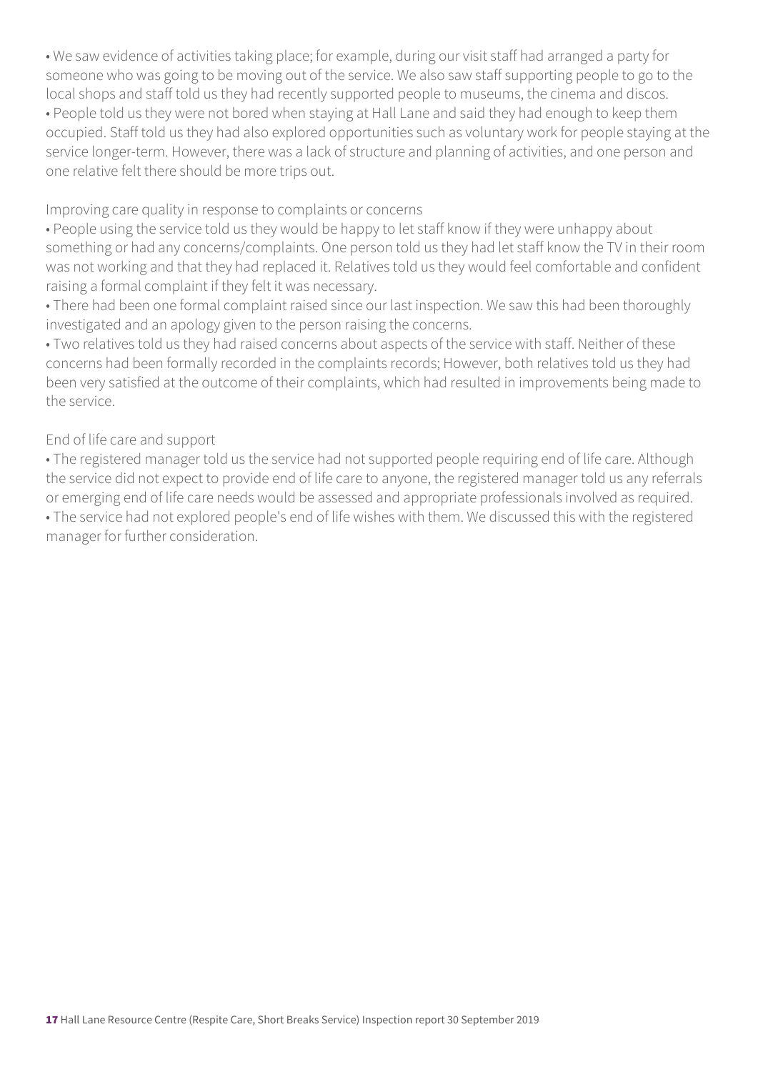- We saw evidence of activities taking place; for example, during our visit staff had arranged a party for someone who was going to be moving out of the service. We also saw staff supporting people to go to the local shops and staff told us they had recently supported people to museums, the cinema and discos.
- People told us they were not bored when staying at Hall Lane and said they had enough to keep them occupied. Staff told us they had also explored opportunities such as voluntary work for people staying at the service longer-term. However, there was a lack of structure and planning of activities, and one person and one relative felt there should be more trips out.

Improving care quality in response to complaints or concerns

- People using the service told us they would be happy to let staff know if they were unhappy about something or had any concerns/complaints. One person told us they had let staff know the TV in their room was not working and that they had replaced it. Relatives told us they would feel comfortable and confident raising a formal complaint if they felt it was necessary.
- There had been one formal complaint raised since our last inspection. We saw this had been thoroughly investigated and an apology given to the person raising the concerns.
- Two relatives told us they had raised concerns about aspects of the service with staff. Neither of these concerns had been formally recorded in the complaints records; However, both relatives told us they had been very satisfied at the outcome of their complaints, which had resulted in improvements being made to the service.

End of life care and support

- The registered manager told us the service had not supported people requiring end of life care. Although the service did not expect to provide end of life care to anyone, the registered manager told us any referrals or emerging end of life care needs would be assessed and appropriate professionals involved as required.
- The service had not explored people's end of life wishes with them. We discussed this with the registered manager for further consideration.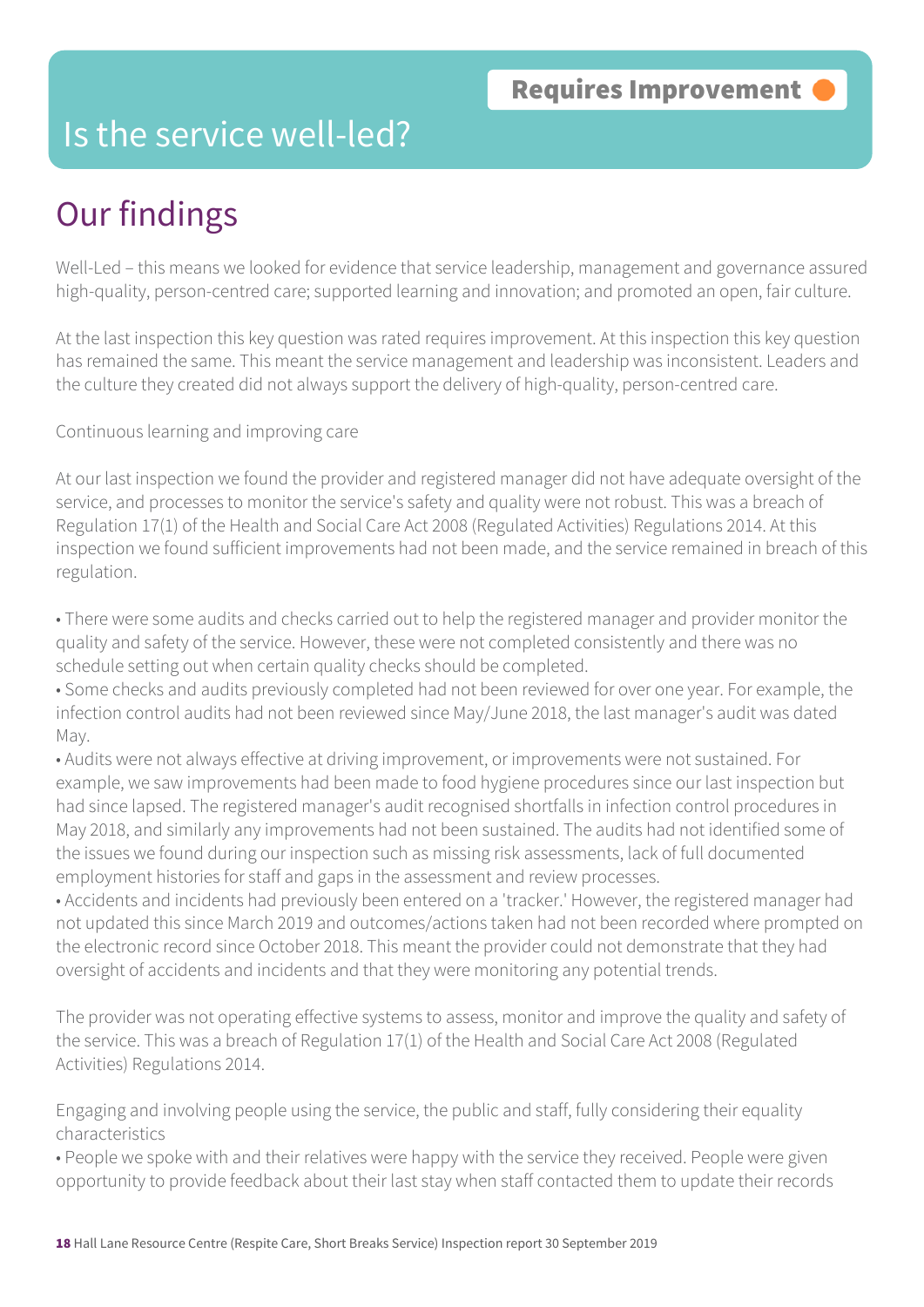**Requires Improvement**

# Is the service well-led?

## Our findings

Well-Led – this means we looked for evidence that service leadership, management and governance assured high-quality, person-centred care; supported learning and innovation; and promoted an open, fair culture.

At the last inspection this key question was rated requires improvement. At this inspection this key question has remained the same. This meant the service management and leadership was inconsistent. Leaders and the culture they created did not always support the delivery of high-quality, person-centred care.

Continuous learning and improving care

At our last inspection we found the provider and registered manager did not have adequate oversight of the service, and processes to monitor the service's safety and quality were not robust. This was a breach of Regulation 17(1) of the Health and Social Care Act 2008 (Regulated Activities) Regulations 2014. At this inspection we found sufficient improvements had not been made, and the service remained in breach of this regulation.

- There were some audits and checks carried out to help the registered manager and provider monitor the quality and safety of the service. However, these were not completed consistently and there was no schedule setting out when certain quality checks should be completed.
- Some checks and audits previously completed had not been reviewed for over one year. For example, the infection control audits had not been reviewed since May/June 2018, the last manager's audit was dated May.
- Audits were not always effective at driving improvement, or improvements were not sustained. For example, we saw improvements had been made to food hygiene procedures since our last inspection but had since lapsed. The registered manager's audit recognised shortfalls in infection control procedures in May 2018, and similarly any improvements had not been sustained. The audits had not identified some of the issues we found during our inspection such as missing risk assessments, lack of full documented employment histories for staff and gaps in the assessment and review processes.
- Accidents and incidents had previously been entered on a 'tracker.' However, the registered manager had not updated this since March 2019 and outcomes/actions taken had not been recorded where prompted on the electronic record since October 2018. This meant the provider could not demonstrate that they had oversight of accidents and incidents and that they were monitoring any potential trends.

The provider was not operating effective systems to assess, monitor and improve the quality and safety of the service. This was a breach of Regulation 17(1) of the Health and Social Care Act 2008 (Regulated Activities) Regulations 2014.

Engaging and involving people using the service, the public and staff, fully considering their equality characteristics

- People we spoke with and their relatives were happy with the service they received. People were given opportunity to provide feedback about their last stay when staff contacted them to update their records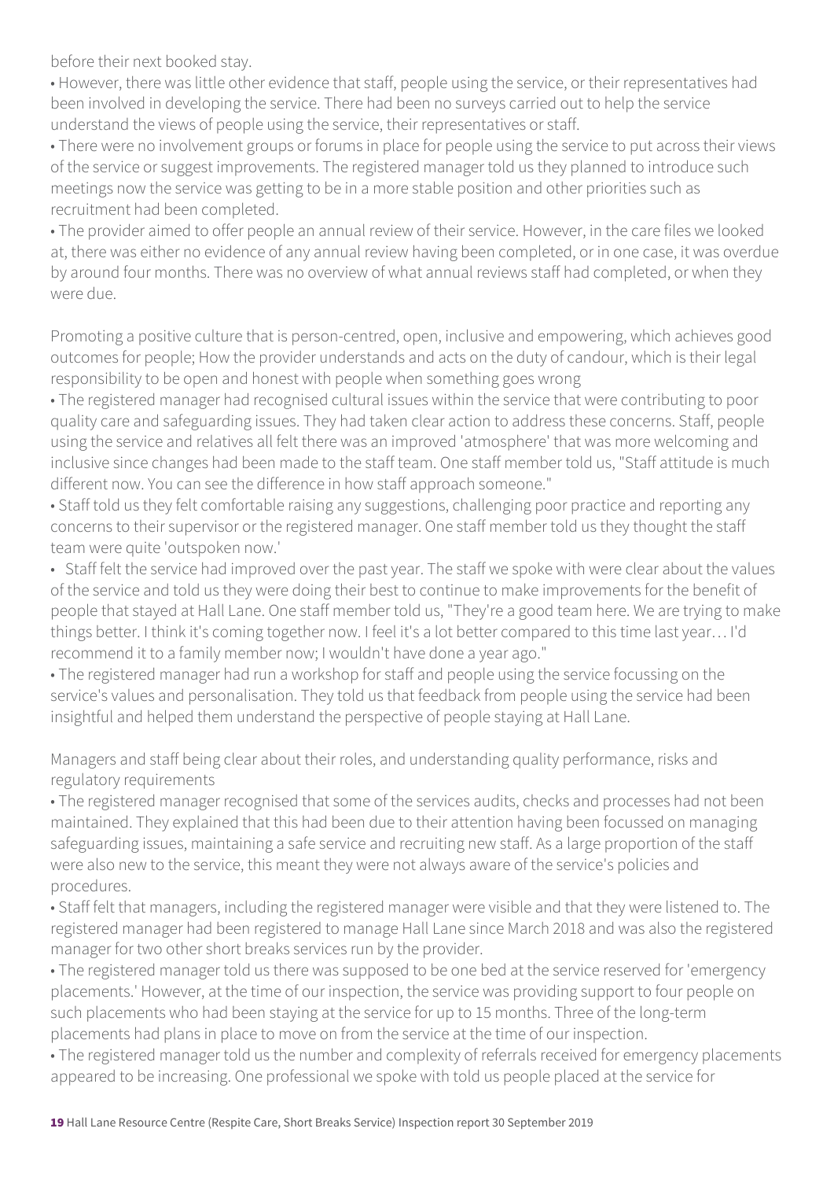before their next booked stay.

• However, there was little other evidence that staff, people using the service, or their representatives had been involved in developing the service. There had been no surveys carried out to help the service understand the views of people using the service, their representatives or staff.

• There were no involvement groups or forums in place for people using the service to put across their views of the service or suggest improvements. The registered manager told us they planned to introduce such meetings now the service was getting to be in a more stable position and other priorities such as recruitment had been completed.

• The provider aimed to offer people an annual review of their service. However, in the care files we looked at, there was either no evidence of any annual review having been completed, or in one case, it was overdue by around four months. There was no overview of what annual reviews staff had completed, or when they were due.

Promoting a positive culture that is person-centred, open, inclusive and empowering, which achieves good outcomes for people; How the provider understands and acts on the duty of candour, which is their legal responsibility to be open and honest with people when something goes wrong

• The registered manager had recognised cultural issues within the service that were contributing to poor quality care and safeguarding issues. They had taken clear action to address these concerns. Staff, people using the service and relatives all felt there was an improved 'atmosphere' that was more welcoming and inclusive since changes had been made to the staff team. One staff member told us, "Staff attitude is much different now. You can see the difference in how staff approach someone."

• Staff told us they felt comfortable raising any suggestions, challenging poor practice and reporting any concerns to their supervisor or the registered manager. One staff member told us they thought the staff team were quite 'outspoken now.'

• Staff felt the service had improved over the past year. The staff we spoke with were clear about the values of the service and told us they were doing their best to continue to make improvements for the benefit of people that stayed at Hall Lane. One staff member told us, "They're a good team here. We are trying to make things better. I think it's coming together now. I feel it's a lot better compared to this time last year… I'd recommend it to a family member now; I wouldn't have done a year ago."

• The registered manager had run a workshop for staff and people using the service focussing on the service's values and personalisation. They told us that feedback from people using the service had been insightful and helped them understand the perspective of people staying at Hall Lane.

Managers and staff being clear about their roles, and understanding quality performance, risks and regulatory requirements

• The registered manager recognised that some of the services audits, checks and processes had not been maintained. They explained that this had been due to their attention having been focussed on managing safeguarding issues, maintaining a safe service and recruiting new staff. As a large proportion of the staff were also new to the service, this meant they were not always aware of the service's policies and procedures.

• Staff felt that managers, including the registered manager were visible and that they were listened to. The registered manager had been registered to manage Hall Lane since March 2018 and was also the registered manager for two other short breaks services run by the provider.

• The registered manager told us there was supposed to be one bed at the service reserved for 'emergency placements.' However, at the time of our inspection, the service was providing support to four people on such placements who had been staying at the service for up to 15 months. Three of the long-term placements had plans in place to move on from the service at the time of our inspection.

• The registered manager told us the number and complexity of referrals received for emergency placements appeared to be increasing. One professional we spoke with told us people placed at the service for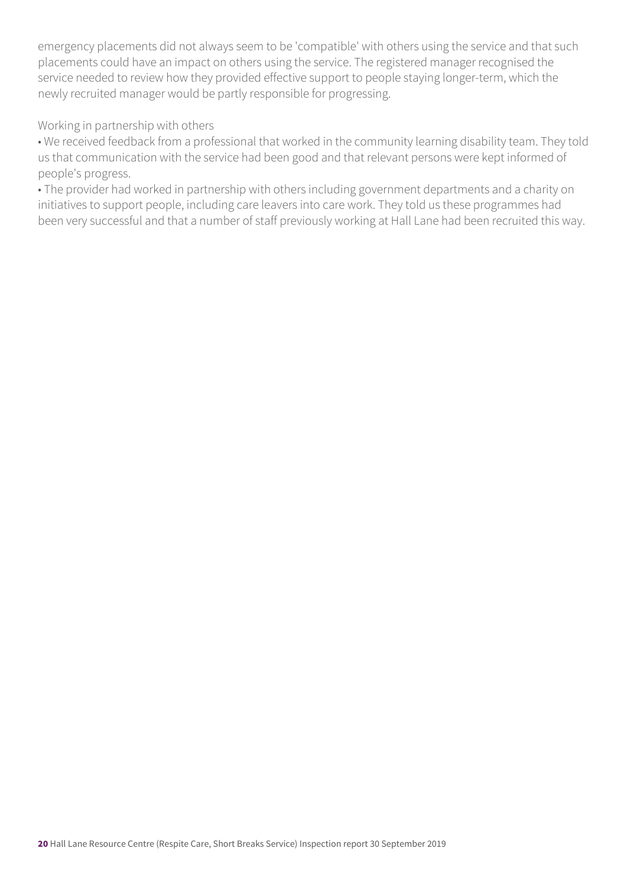emergency placements did not always seem to be 'compatible' with others using the service and that such placements could have an impact on others using the service. The registered manager recognised the service needed to review how they provided effective support to people staying longer-term, which the newly recruited manager would be partly responsible for progressing.

Working in partnership with others

- We received feedback from a professional that worked in the community learning disability team. They told us that communication with the service had been good and that relevant persons were kept informed of people's progress.
- The provider had worked in partnership with others including government departments and a charity on initiatives to support people, including care leavers into care work. They told us these programmes had been very successful and that a number of staff previously working at Hall Lane had been recruited this way.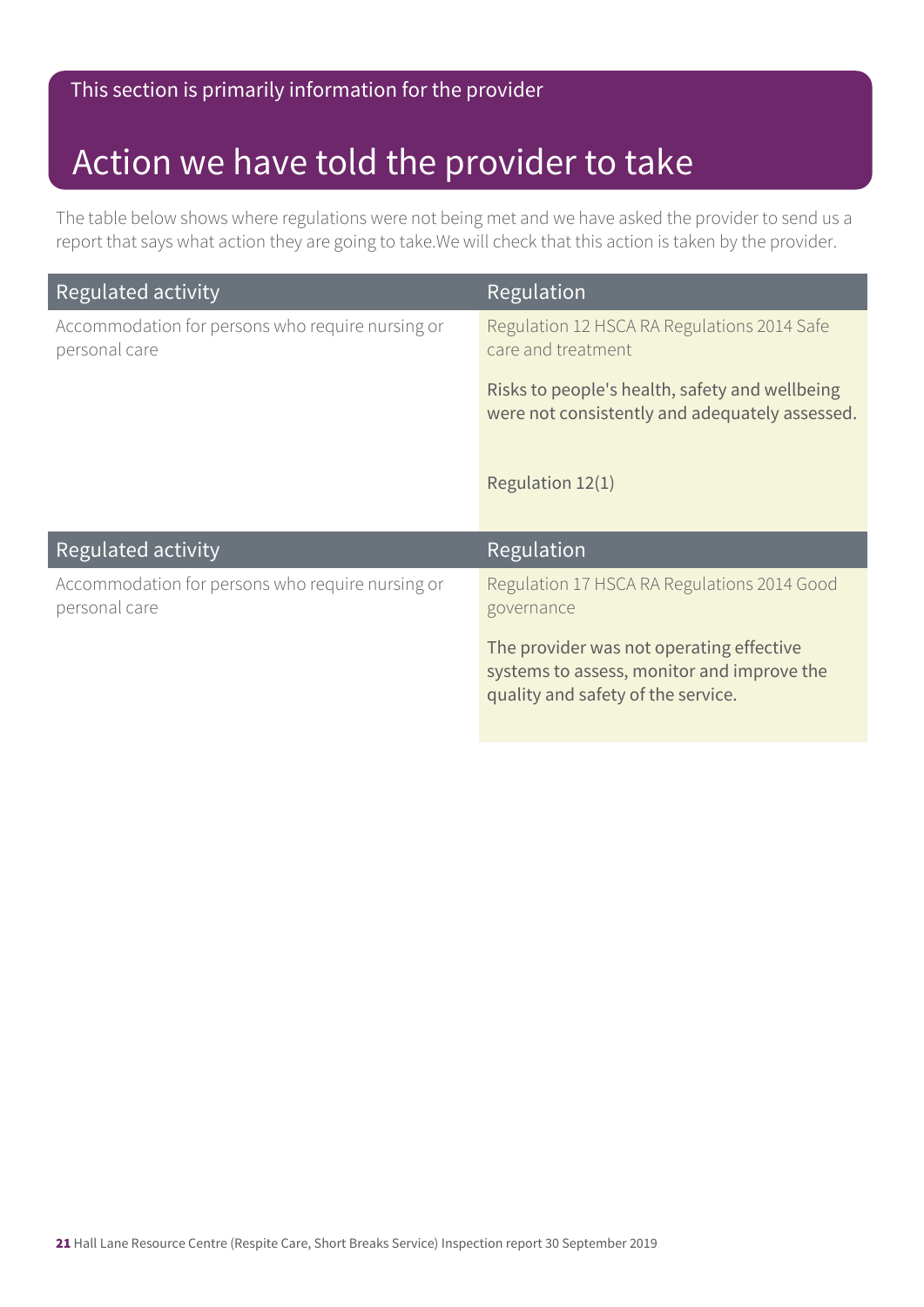This section is primarily information for the provider

# Action we have told the provider to take

The table below shows where regulations were not being met and we have asked the provider to send us a report that says what action they are going to take.We will check that this action is taken by the provider.

| Regulated activity | Regulation |
| --- | --- |
| Accommodation for persons who require nursing or personal care | Regulation 12 HSCA RA Regulations 2014 Safe care and treatment<br><br>Risks to people's health, safety and wellbeing were not consistently and adequately assessed.<br><br>Regulation 12(1) |

| Regulated activity | Regulation |
| --- | --- |
| Accommodation for persons who require nursing or personal care | Regulation 17 HSCA RA Regulations 2014 Good governance<br><br>The provider was not operating effective systems to assess, monitor and improve the quality and safety of the service. |